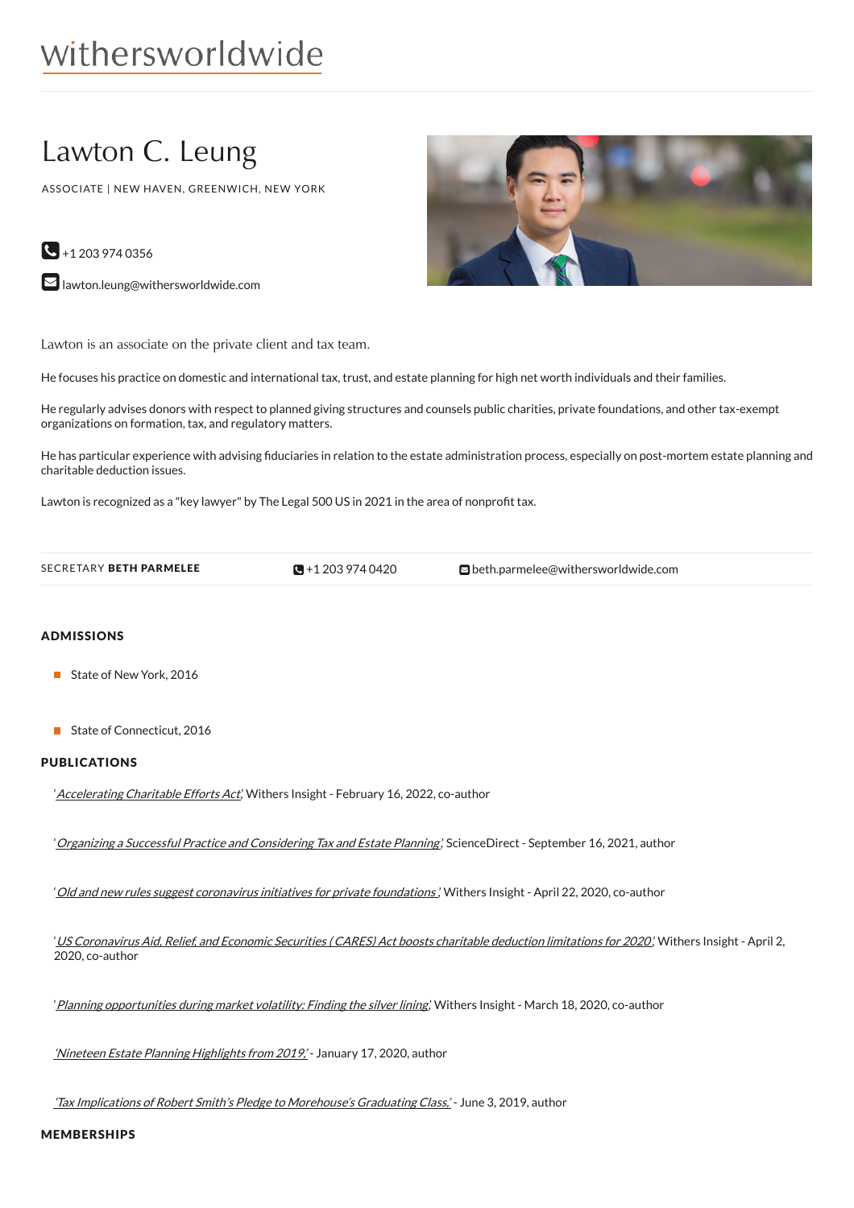withersworldwide

# Lawton C. Leung

ASSOCIATE | NEW HAVEN, GREENWICH, NEW YORK

+1 203 974 0356

lawton.leung@withersworldwide.com

Lawton is an associate on the private client and tax team.

He focuses his practice on domestic and international tax, trust, and estate planning for high net worth individuals and their families.

He regularly advises donors with respect to planned giving structures and counsels public charities, private foundations, and other tax-exempt organizations on formation, tax, and regulatory matters.

He has particular experience with advising fiduciaries in relation to the estate administration process, especially on post-mortem estate planning and charitable deduction issues.

Lawton is recognized as a "key lawyer" by The Legal 500 US in 2021 in the area of nonprofit tax.

SECRETARY **BETH PARMELEE** | +1 203 974 0420 | beth.parmelee@withersworldwide.com

## ADMISSIONS

- State of New York, 2016
- State of Connecticut, 2016

## PUBLICATIONS

'*Accelerating Charitable Efforts Act*,' Withers Insight - February 16, 2022, co-author

'*Organizing a Successful Practice and Considering Tax and Estate Planning*,' ScienceDirect - September 16, 2021, author

'*Old and new rules suggest coronavirus initiatives for private foundations* ,' Withers Insight - April 22, 2020, co-author

'*US Coronavirus Aid, Relief, and Economic Securities (CARES) Act boosts charitable deduction limitations for 2020*,' Withers Insight - April 2, 2020, co-author

'*Planning opportunities during market volatility: Finding the silver lining*,' Withers Insight - March 18, 2020, co-author

*'Nineteen Estate Planning Highlights from 2019,'* - January 17, 2020, author

*'Tax Implications of Robert Smith's Pledge to Morehouse's Graduating Class,'* - June 3, 2019, author

## MEMBERSHIPS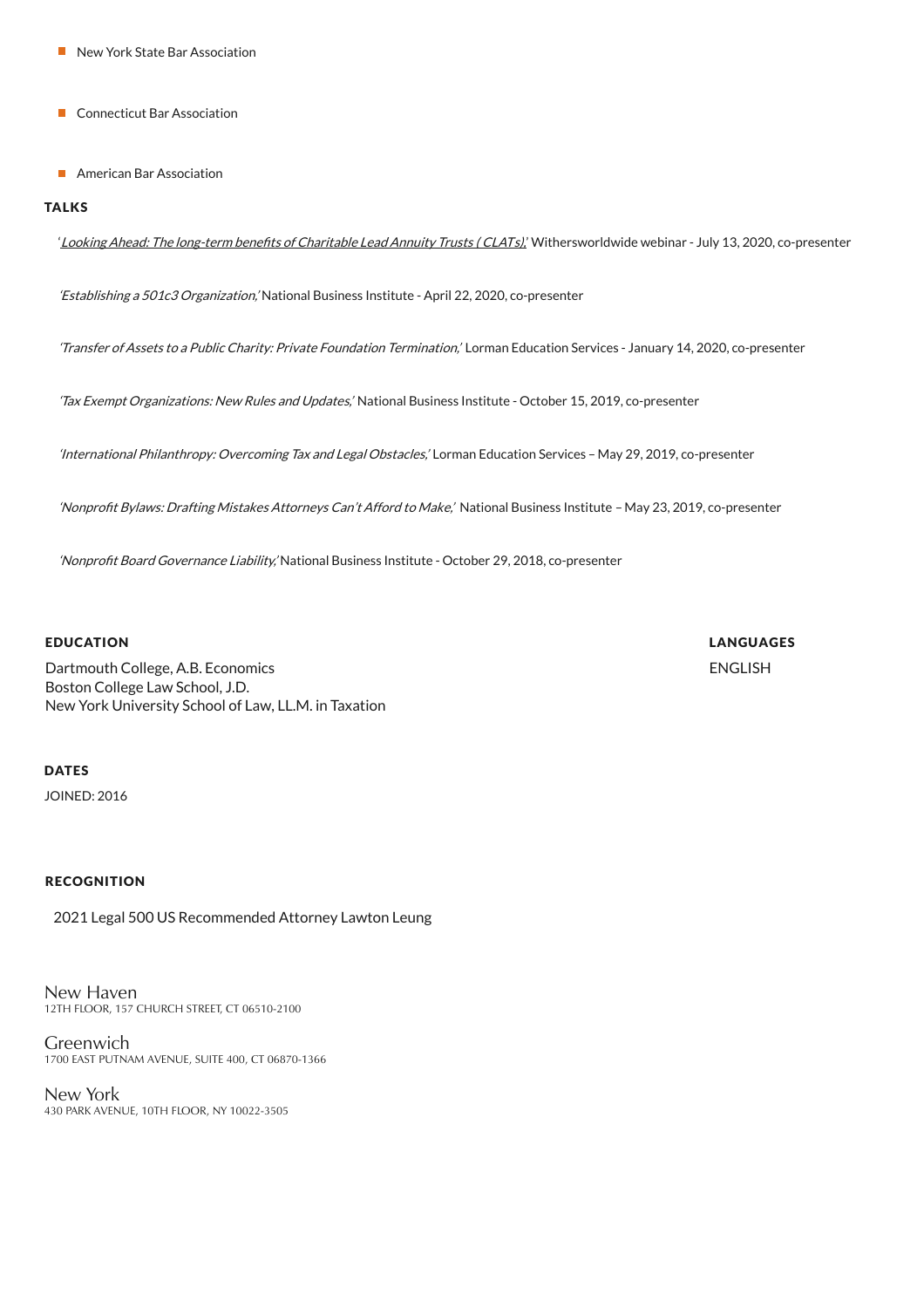- New York State Bar Association
- Connecticut Bar Association
- American Bar Association

## TALKS

'*Looking Ahead: The long-term benefits of Charitable Lead Annuity Trusts ( CLATs),*' Withersworldwide webinar - July 13, 2020, co-presenter

'*Establishing a 501c3 Organization,*' National Business Institute - April 22, 2020, co-presenter

'*Transfer of Assets to a Public Charity: Private Foundation Termination,*' Lorman Education Services - January 14, 2020, co-presenter

'*Tax Exempt Organizations: New Rules and Updates,*' National Business Institute - October 15, 2019, co-presenter

'*International Philanthropy: Overcoming Tax and Legal Obstacles,*' Lorman Education Services – May 29, 2019, co-presenter

'*Nonprofit Bylaws: Drafting Mistakes Attorneys Can't Afford to Make,*' National Business Institute – May 23, 2019, co-presenter

'*Nonprofit Board Governance Liability,*' National Business Institute - October 29, 2018, co-presenter

## EDUCATION

Dartmouth College, A.B. Economics
Boston College Law School, J.D.
New York University School of Law, LL.M. in Taxation

## LANGUAGES

ENGLISH

## DATES

JOINED: 2016

## RECOGNITION

2021 Legal 500 US Recommended Attorney Lawton Leung

New Haven
12TH FLOOR, 157 CHURCH STREET, CT 06510-2100

Greenwich
1700 EAST PUTNAM AVENUE, SUITE 400, CT 06870-1366

New York
430 PARK AVENUE, 10TH FLOOR, NY 10022-3505